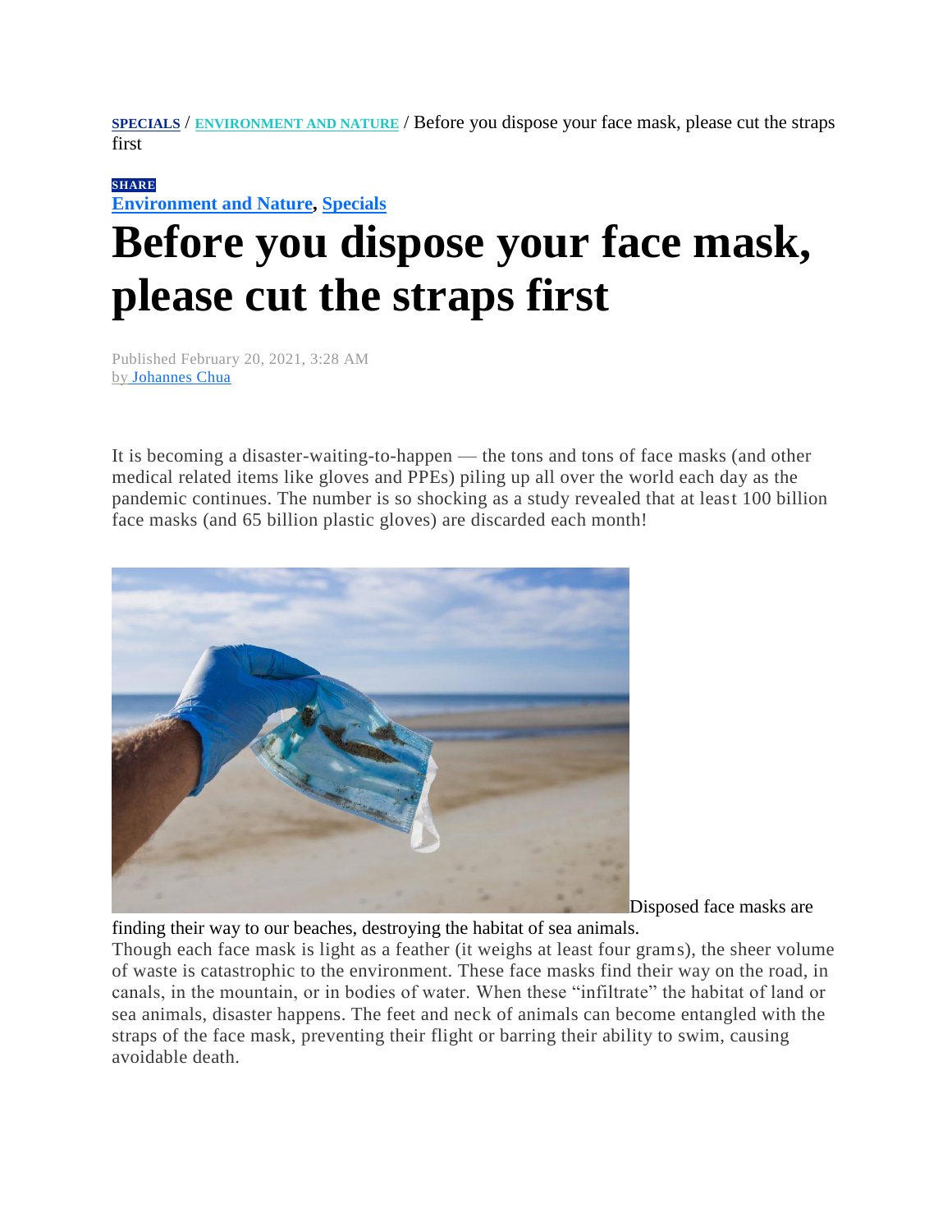**SPECIALS** / **ENVIRONMENT AND NATURE** / Before you dispose your face mask, please cut the straps first

**SHARE**

**Environment and Nature**, **Specials**

# Before you dispose your face mask, please cut the straps first

Published February 20, 2021, 3:28 AM
by Johannes Chua

It is becoming a disaster-waiting-to-happen — the tons and tons of face masks (and other medical related items like gloves and PPEs) piling up all over the world each day as the pandemic continues. The number is so shocking as a study revealed that at least 100 billion face masks (and 65 billion plastic gloves) are discarded each month!

Disposed face masks are finding their way to our beaches, destroying the habitat of sea animals.

Though each face mask is light as a feather (it weighs at least four grams), the sheer volume of waste is catastrophic to the environment. These face masks find their way on the road, in canals, in the mountain, or in bodies of water. When these "infiltrate" the habitat of land or sea animals, disaster happens. The feet and neck of animals can become entangled with the straps of the face mask, preventing their flight or barring their ability to swim, causing avoidable death.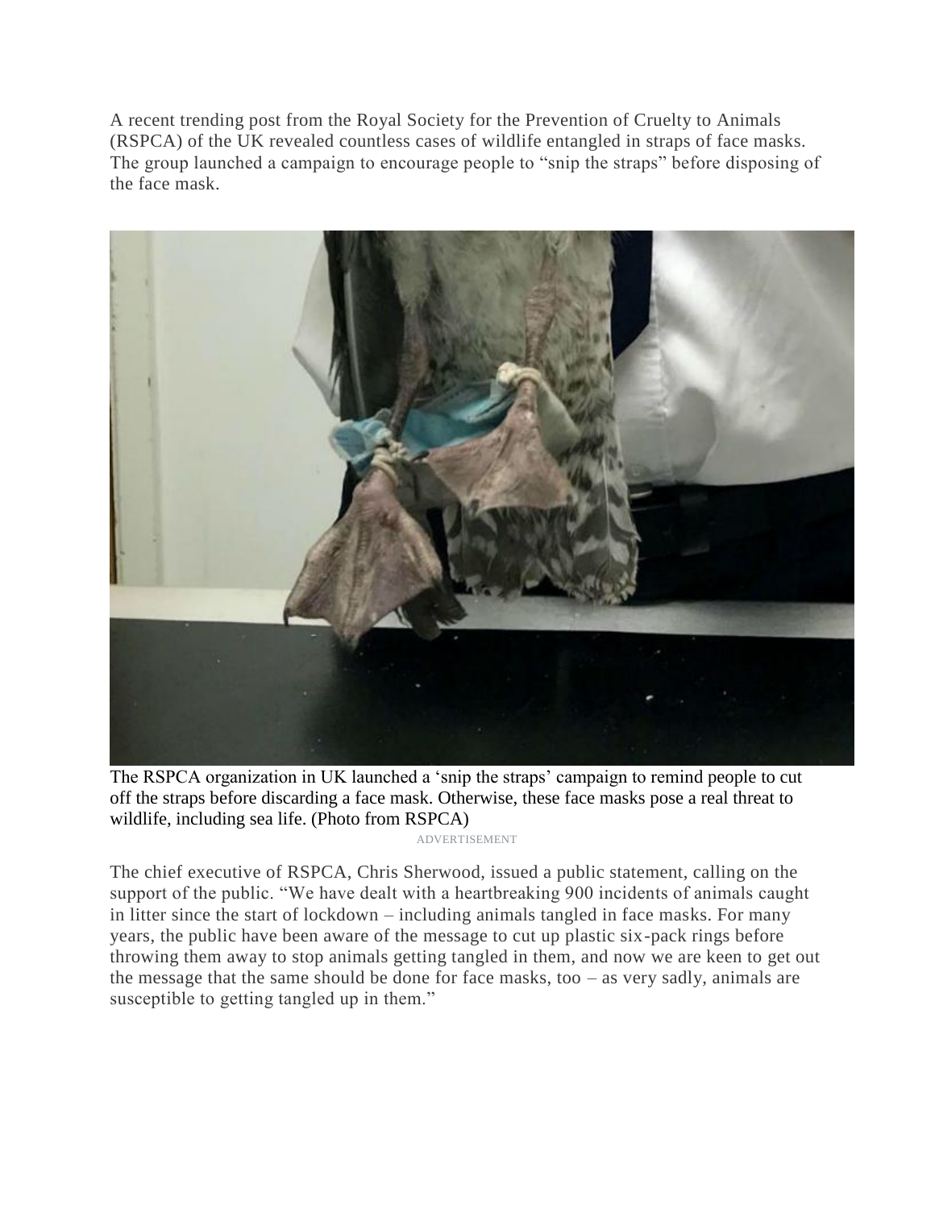A recent trending post from the Royal Society for the Prevention of Cruelty to Animals (RSPCA) of the UK revealed countless cases of wildlife entangled in straps of face masks. The group launched a campaign to encourage people to "snip the straps" before disposing of the face mask.

The RSPCA organization in UK launched a 'snip the straps' campaign to remind people to cut off the straps before discarding a face mask. Otherwise, these face masks pose a real threat to wildlife, including sea life. (Photo from RSPCA)

ADVERTISEMENT

The chief executive of RSPCA, Chris Sherwood, issued a public statement, calling on the support of the public. "We have dealt with a heartbreaking 900 incidents of animals caught in litter since the start of lockdown – including animals tangled in face masks. For many years, the public have been aware of the message to cut up plastic six-pack rings before throwing them away to stop animals getting tangled in them, and now we are keen to get out the message that the same should be done for face masks, too – as very sadly, animals are susceptible to getting tangled up in them."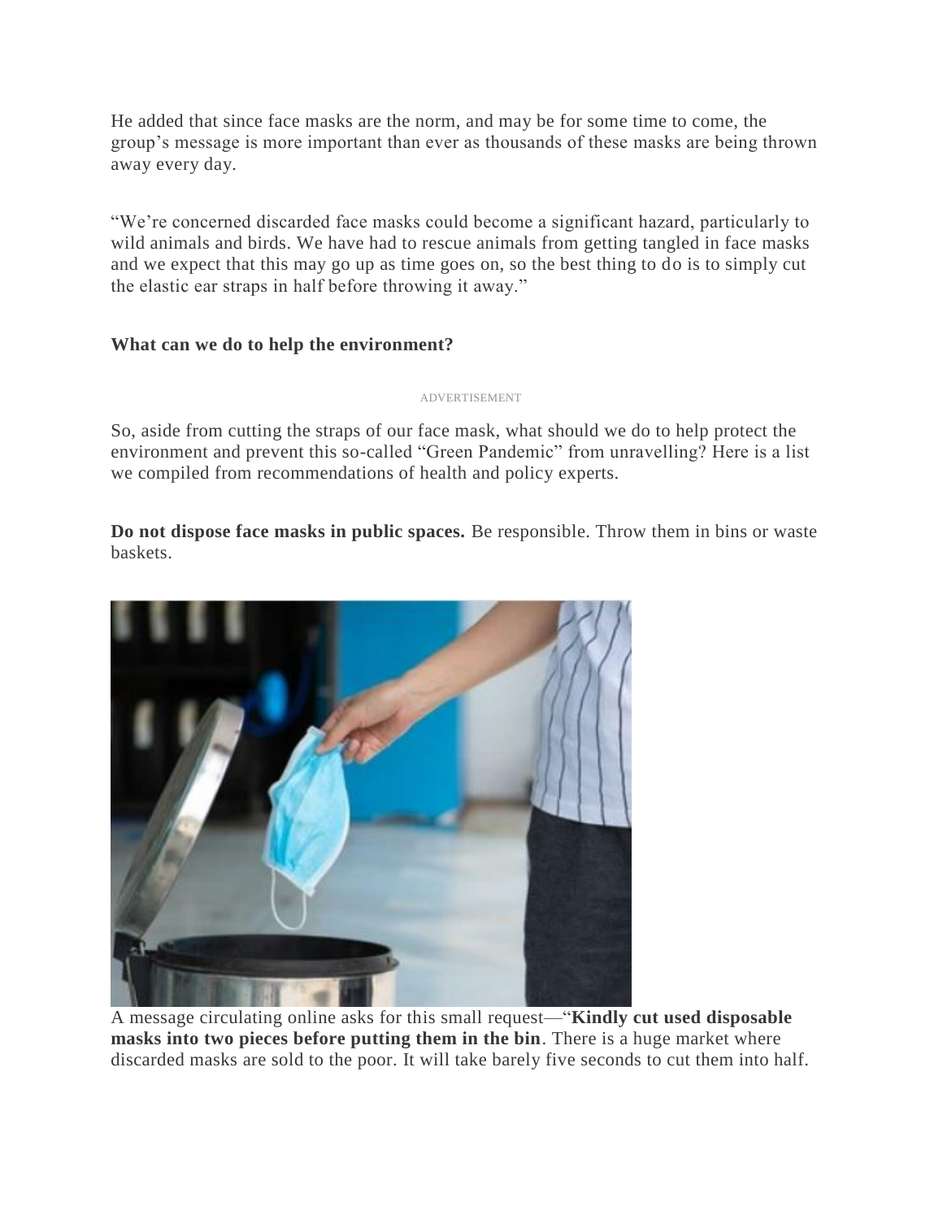He added that since face masks are the norm, and may be for some time to come, the group's message is more important than ever as thousands of these masks are being thrown away every day.

"We're concerned discarded face masks could become a significant hazard, particularly to wild animals and birds. We have had to rescue animals from getting tangled in face masks and we expect that this may go up as time goes on, so the best thing to do is to simply cut the elastic ear straps in half before throwing it away."

**What can we do to help the environment?**

ADVERTISEMENT

So, aside from cutting the straps of our face mask, what should we do to help protect the environment and prevent this so-called "Green Pandemic" from unravelling? Here is a list we compiled from recommendations of health and policy experts.

**Do not dispose face masks in public spaces.** Be responsible. Throw them in bins or waste baskets.

A message circulating online asks for this small request—"**Kindly cut used disposable masks into two pieces before putting them in the bin**. There is a huge market where discarded masks are sold to the poor. It will take barely five seconds to cut them into half.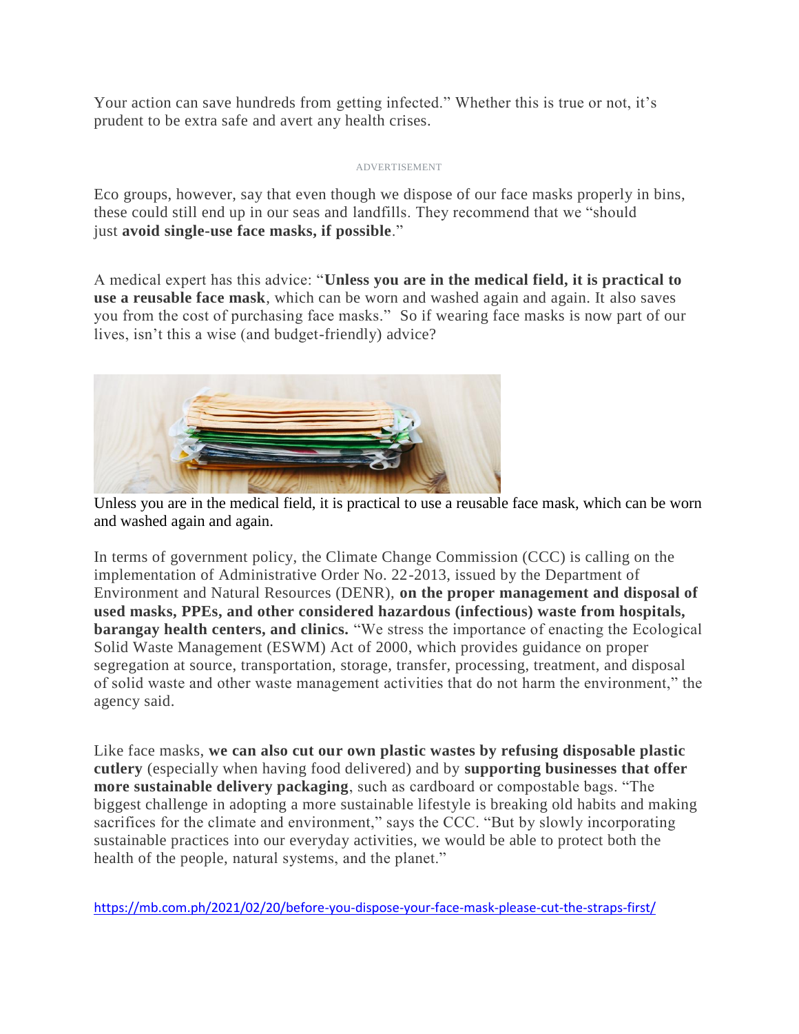Your action can save hundreds from getting infected." Whether this is true or not, it's prudent to be extra safe and avert any health crises.

ADVERTISEMENT

Eco groups, however, say that even though we dispose of our face masks properly in bins, these could still end up in our seas and landfills. They recommend that we "should just **avoid single-use face masks, if possible**."

A medical expert has this advice: "**Unless you are in the medical field, it is practical to use a reusable face mask**, which can be worn and washed again and again. It also saves you from the cost of purchasing face masks." So if wearing face masks is now part of our lives, isn't this a wise (and budget-friendly) advice?

Unless you are in the medical field, it is practical to use a reusable face mask, which can be worn and washed again and again.

In terms of government policy, the Climate Change Commission (CCC) is calling on the implementation of Administrative Order No. 22-2013, issued by the Department of Environment and Natural Resources (DENR), **on the proper management and disposal of used masks, PPEs, and other considered hazardous (infectious) waste from hospitals, barangay health centers, and clinics.** "We stress the importance of enacting the Ecological Solid Waste Management (ESWM) Act of 2000, which provides guidance on proper segregation at source, transportation, storage, transfer, processing, treatment, and disposal of solid waste and other waste management activities that do not harm the environment," the agency said.

Like face masks, **we can also cut our own plastic wastes by refusing disposable plastic cutlery** (especially when having food delivered) and by **supporting businesses that offer more sustainable delivery packaging**, such as cardboard or compostable bags. "The biggest challenge in adopting a more sustainable lifestyle is breaking old habits and making sacrifices for the climate and environment," says the CCC. "But by slowly incorporating sustainable practices into our everyday activities, we would be able to protect both the health of the people, natural systems, and the planet."

https://mb.com.ph/2021/02/20/before-you-dispose-your-face-mask-please-cut-the-straps-first/